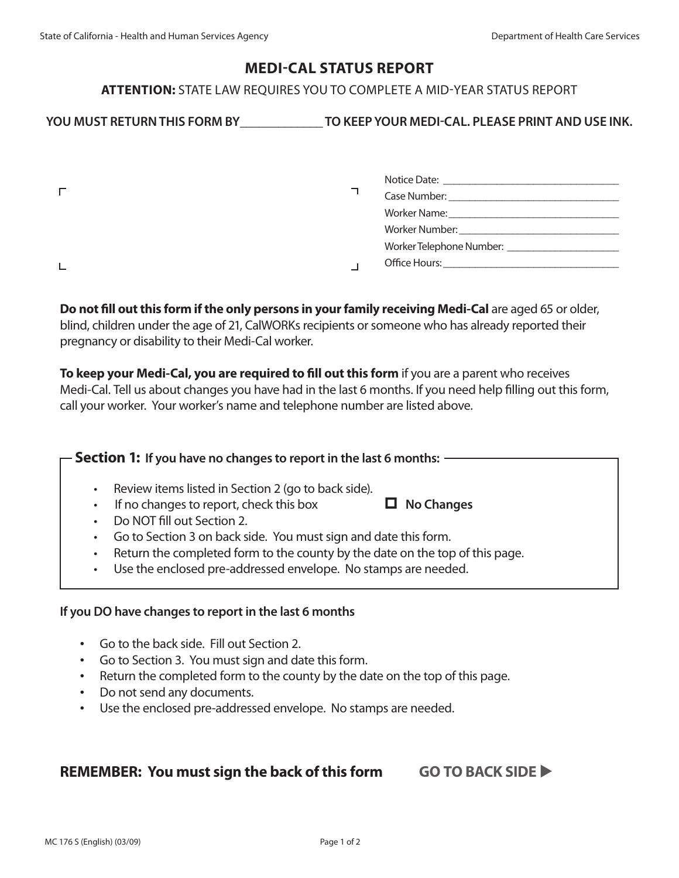State of California - Health and Human Services Agency

Department of Health Care Services

# MEDI-CAL STATUS REPORT

**ATTENTION:** STATE LAW REQUIRES YOU TO COMPLETE A MID-YEAR STATUS REPORT

**YOU MUST RETURN THIS FORM BY\_\_\_\_\_\_\_\_\_\_\_\_\_ TO KEEP YOUR MEDI-CAL. PLEASE PRINT AND USE INK.**

Notice Date: \_\_\_\_\_\_\_\_\_\_\_\_\_\_\_\_\_\_\_\_\_\_\_\_\_\_\_\_\_\_\_\_
Case Number: \_\_\_\_\_\_\_\_\_\_\_\_\_\_\_\_\_\_\_\_\_\_\_\_\_\_\_\_\_\_\_
Worker Name: \_\_\_\_\_\_\_\_\_\_\_\_\_\_\_\_\_\_\_\_\_\_\_\_\_\_\_\_\_\_\_
Worker Number: \_\_\_\_\_\_\_\_\_\_\_\_\_\_\_\_\_\_\_\_\_\_\_\_\_\_\_\_\_\_
Worker Telephone Number: \_\_\_\_\_\_\_\_\_\_\_\_\_\_\_\_\_\_\_\_\_
Office Hours: \_\_\_\_\_\_\_\_\_\_\_\_\_\_\_\_\_\_\_\_\_\_\_\_\_\_\_\_\_\_\_\_

**Do not fill out this form if the only persons in your family receiving Medi-Cal** are aged 65 or older, blind, children under the age of 21, CalWORKs recipients or someone who has already reported their pregnancy or disability to their Medi-Cal worker.

**To keep your Medi-Cal, you are required to fill out this form** if you are a parent who receives Medi-Cal. Tell us about changes you have had in the last 6 months. If you need help filling out this form, call your worker. Your worker's name and telephone number are listed above.

## Section 1: If you have no changes to report in the last 6 months:

- Review items listed in Section 2 (go to back side).
- If no changes to report, check this box ☐ **No Changes**
- Do NOT fill out Section 2.
- Go to Section 3 on back side. You must sign and date this form.
- Return the completed form to the county by the date on the top of this page.
- Use the enclosed pre-addressed envelope. No stamps are needed.

**If you DO have changes to report in the last 6 months**

- Go to the back side. Fill out Section 2.
- Go to Section 3. You must sign and date this form.
- Return the completed form to the county by the date on the top of this page.
- Do not send any documents.
- Use the enclosed pre-addressed envelope. No stamps are needed.

**REMEMBER: You must sign the back of this form** **GO TO BACK SIDE ▶**

MC 176 S (English) (03/09)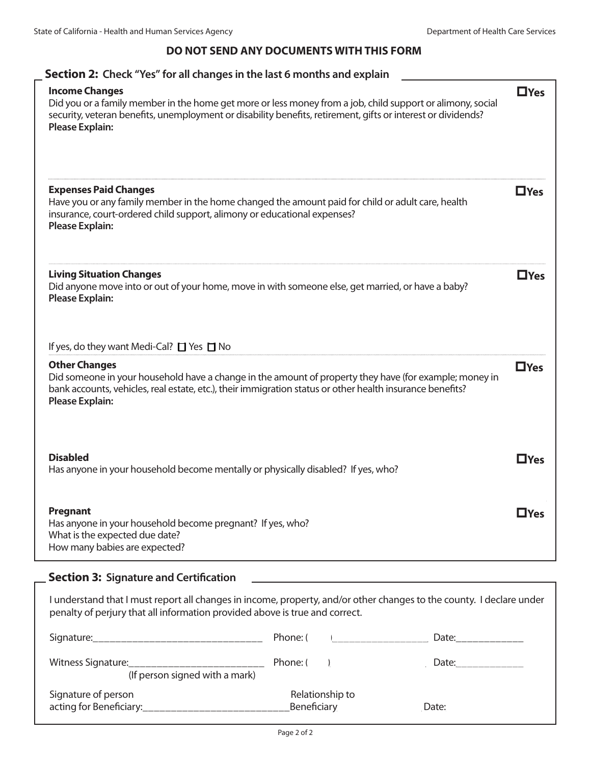**DO NOT SEND ANY DOCUMENTS WITH THIS FORM**

## Section 2: Check "Yes" for all changes in the last 6 months and explain

**Income Changes** ☐ **Yes**

Did you or a family member in the home get more or less money from a job, child support or alimony, social security, veteran benefits, unemployment or disability benefits, retirement, gifts or interest or dividends?

**Please Explain:**

**Expenses Paid Changes** ☐ **Yes**

Have you or any family member in the home changed the amount paid for child or adult care, health insurance, court-ordered child support, alimony or educational expenses?

**Please Explain:**

**Living Situation Changes** ☐ **Yes**

Did anyone move into or out of your home, move in with someone else, get married, or have a baby?

**Please Explain:**

If yes, do they want Medi-Cal? ☐ Yes ☐ No

**Other Changes** ☐ **Yes**

Did someone in your household have a change in the amount of property they have (for example; money in bank accounts, vehicles, real estate, etc.), their immigration status or other health insurance benefits?

**Please Explain:**

**Disabled** ☐ **Yes**

Has anyone in your household become mentally or physically disabled? If yes, who?

**Pregnant** ☐ **Yes**

Has anyone in your household become pregnant? If yes, who?
What is the expected due date?
How many babies are expected?

## Section 3: Signature and Certification

I understand that I must report all changes in income, property, and/or other changes to the county. I declare under penalty of perjury that all information provided above is true and correct.

Signature:_______________________________ Phone: ( )_________________ Date:____________

Witness Signature:_________________________ Phone: ( ) Date:____________
(If person signed with a mark)

Signature of person acting for Beneficiary:___________________________ Relationship to Beneficiary Date: